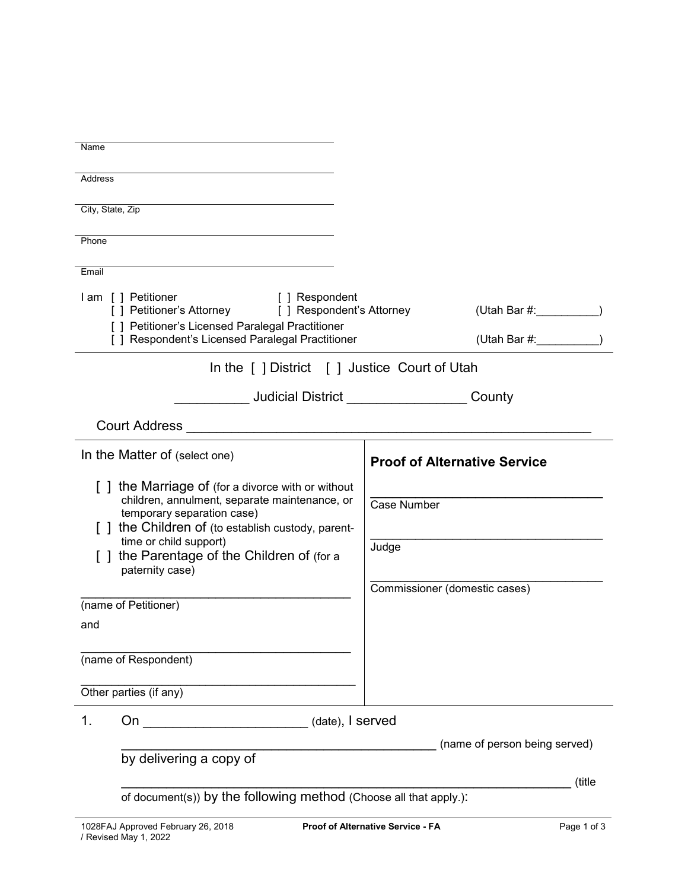______________________________
Name

______________________________
Address

______________________________
City, State, Zip

______________________________
Phone

______________________________
Email

I am [ ] Petitioner [ ] Respondent
[ ] Petitioner's Attorney [ ] Respondent's Attorney (Utah Bar #:__________)
[ ] Petitioner's Licensed Paralegal Practitioner
[ ] Respondent's Licensed Paralegal Practitioner (Utah Bar #:__________)

In the [ ] District [ ] Justice Court of Utah

__________ Judicial District ________________ County

Court Address ______________________________________________________

| In the Matter of (select one) | **Proof of Alternative Service** |
|---|---|
| [ ] the Marriage of (for a divorce with or without children, annulment, separate maintenance, or temporary separation case)<br>[ ] the Children of (to establish custody, parent-time or child support)<br>[ ] the Parentage of the Children of (for a paternity case) | ______________________________<br>Case Number |
| ______________________________<br>(name of Petitioner) | ______________________________<br>Judge |
| and | |
| ______________________________<br>(name of Respondent) | ______________________________<br>Commissioner (domestic cases) |
| ______________________________<br>Other parties (if any) | |

1. On ______________________ (date), I served ____________________________________________ (name of person being served) by delivering a copy of ____________________________________________________________ (title of document(s)) by the following method (Choose all that apply.):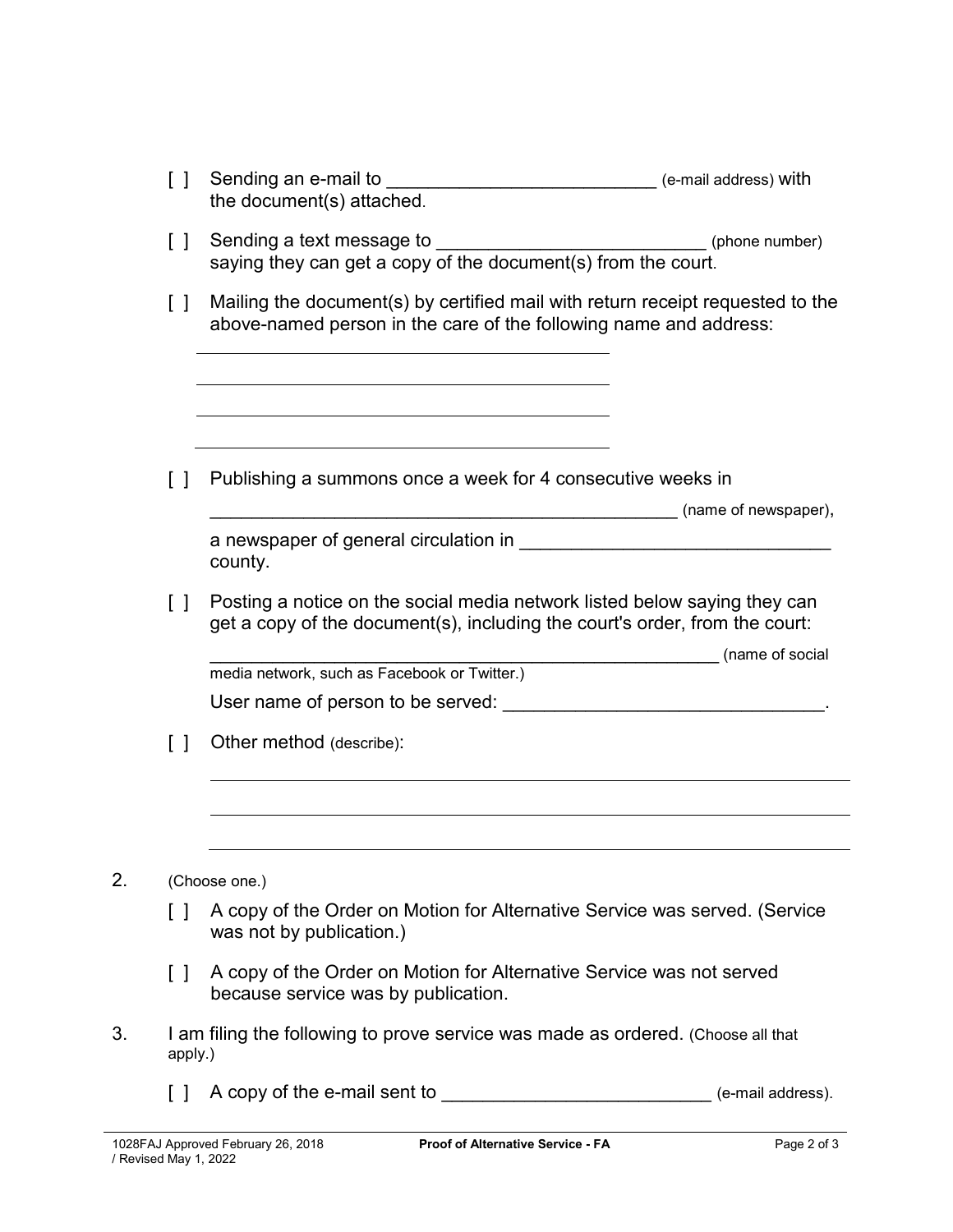[ ] Sending an e-mail to __________________________ (e-mail address) with the document(s) attached.

[ ] Sending a text message to __________________________ (phone number) saying they can get a copy of the document(s) from the court.

[ ] Mailing the document(s) by certified mail with return receipt requested to the above-named person in the care of the following name and address:

____________________________________________

____________________________________________

____________________________________________

____________________________________________

[ ] Publishing a summons once a week for 4 consecutive weeks in

________________________________________________ (name of newspaper),

a newspaper of general circulation in ______________________________ county.

[ ] Posting a notice on the social media network listed below saying they can get a copy of the document(s), including the court's order, from the court:

______________________________________________________ (name of social media network, such as Facebook or Twitter.)

User name of person to be served: _______________________________.

[ ] Other method (describe):

______________________________________________________________________

______________________________________________________________________

______________________________________________________________________

2. (Choose one.)

[ ] A copy of the Order on Motion for Alternative Service was served. (Service was not by publication.)

[ ] A copy of the Order on Motion for Alternative Service was not served because service was by publication.

3. I am filing the following to prove service was made as ordered. (Choose all that apply.)

[ ] A copy of the e-mail sent to __________________________ (e-mail address).

1028FAJ Approved February 26, 2018 / Revised May 1, 2022 — **Proof of Alternative Service - FA**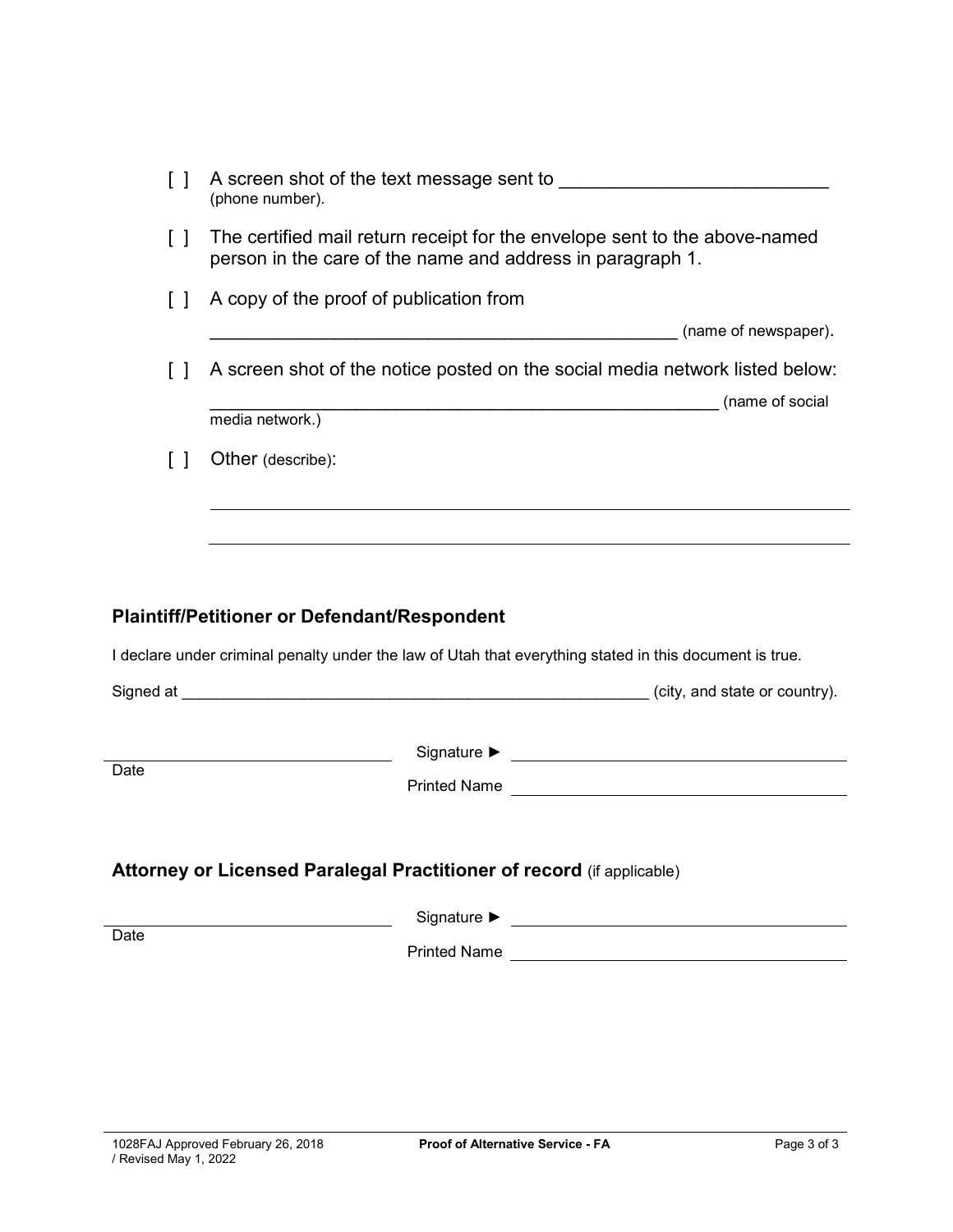[ ] A screen shot of the text message sent to ___________________________ (phone number).

[ ] The certified mail return receipt for the envelope sent to the above-named person in the care of the name and address in paragraph 1.

[ ] A copy of the proof of publication from

___________________________________________________ (name of newspaper).

[ ] A screen shot of the notice posted on the social media network listed below:

_______________________________________________________ (name of social media network.)

[ ] Other (describe):

_______________________________________________________________________

_______________________________________________________________________

## Plaintiff/Petitioner or Defendant/Respondent

I declare under criminal penalty under the law of Utah that everything stated in this document is true.

Signed at ___________________________________________________ (city, and state or country).

_____________________________ Signature ► _____________________________

Date

Printed Name _____________________________

## Attorney or Licensed Paralegal Practitioner of record (if applicable)

_____________________________ Signature ► _____________________________

Date

Printed Name _____________________________

1028FAJ Approved February 26, 2018 / Revised May 1, 2022 **Proof of Alternative Service - FA**